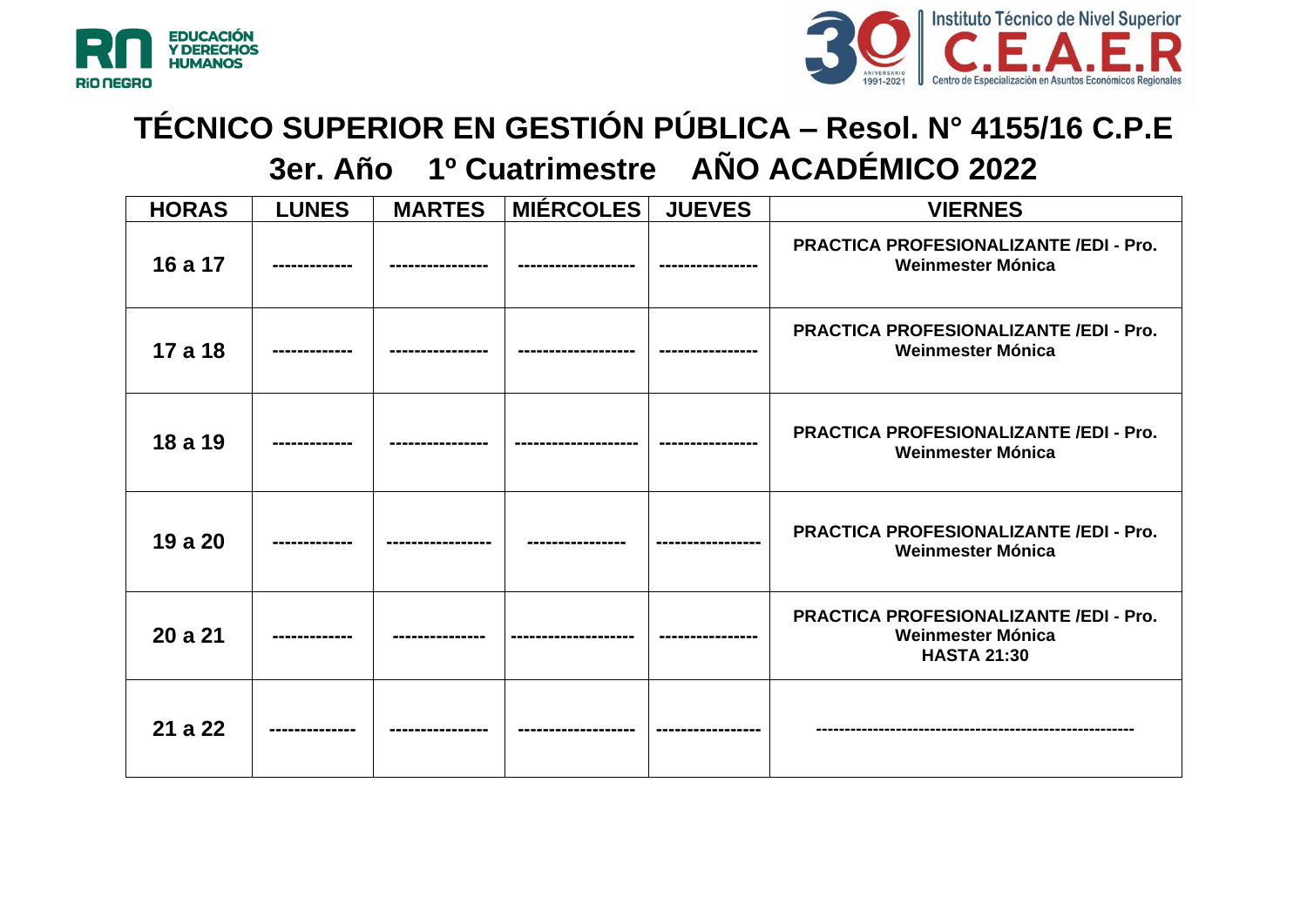# TÉCNICO SUPERIOR EN GESTIÓN PÚBLICA – Resol. N° 4155/16 C.P.E

## 3er. Año 1º Cuatrimestre AÑO ACADÉMICO 2022

| HORAS | LUNES | MARTES | MIÉRCOLES | JUEVES | VIERNES |
|---|---|---|---|---|---|
| 16 a 17 | ------------- | ---------------- | ------------------- | ---------------- | PRACTICA PROFESIONALIZANTE /EDI - Pro. Weinmester Mónica |
| 17 a 18 | ------------- | ---------------- | ------------------- | ---------------- | PRACTICA PROFESIONALIZANTE /EDI - Pro. Weinmester Mónica |
| 18 a 19 | ------------- | ---------------- | -------------------- | ---------------- | PRACTICA PROFESIONALIZANTE /EDI - Pro. Weinmester Mónica |
| 19 a 20 | ------------- | ----------------- | ---------------- | ----------------- | PRACTICA PROFESIONALIZANTE /EDI - Pro. Weinmester Mónica |
| 20 a 21 | ------------- | --------------- | -------------------- | ---------------- | PRACTICA PROFESIONALIZANTE /EDI - Pro. Weinmester Mónica HASTA 21:30 |
| 21 a 22 | -------------- | ---------------- | ------------------- | ----------------- | -------------------------------------------------------- |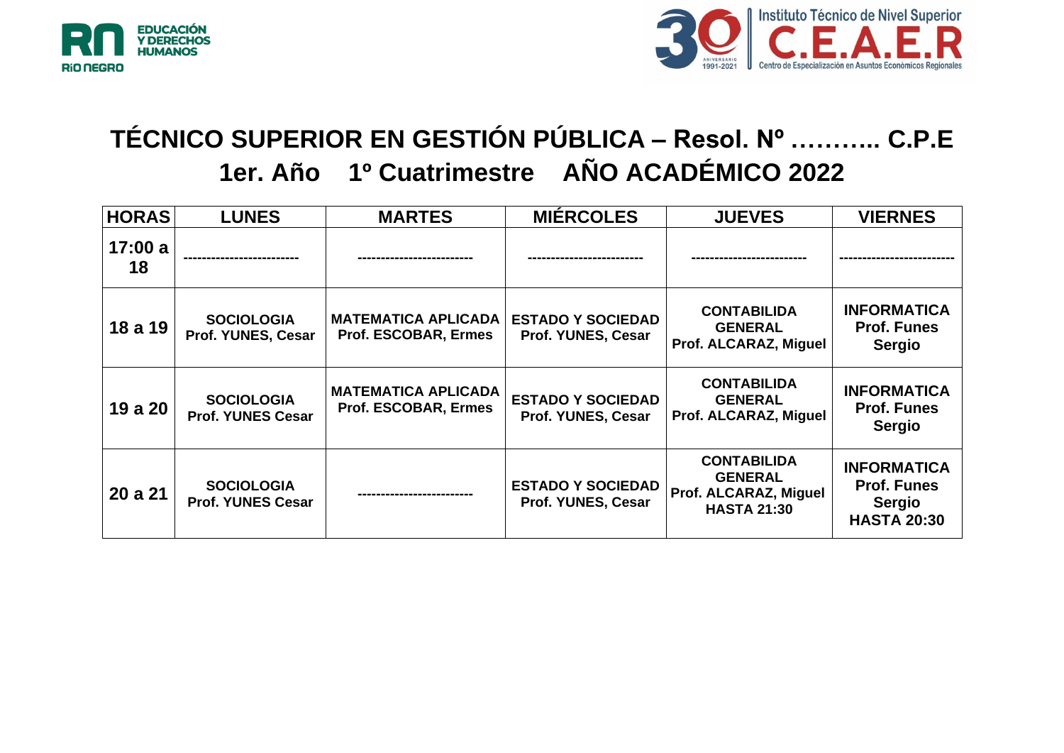EDUCACIÓN Y DERECHOS HUMANOS
RÍO NEGRO

Instituto Técnico de Nivel Superior
C.E.A.E.R
Centro de Especialización en Asuntos Económicos Regionales
30 ANIVERSARIO 1991-2021

# TÉCNICO SUPERIOR EN GESTIÓN PÚBLICA – Resol. Nº ……….. C.P.E

## 1er. Año 1º Cuatrimestre AÑO ACADÉMICO 2022

| HORAS | LUNES | MARTES | MIÉRCOLES | JUEVES | VIERNES |
|---|---|---|---|---|---|
| 17:00 a 18 | ------------------------ | ------------------------ | ------------------------ | ------------------------ | ------------------------ |
| 18 a 19 | SOCIOLOGIA Prof. YUNES, Cesar | MATEMATICA APLICADA Prof. ESCOBAR, Ermes | ESTADO Y SOCIEDAD Prof. YUNES, Cesar | CONTABILIDA GENERAL Prof. ALCARAZ, Miguel | INFORMATICA Prof. Funes Sergio |
| 19 a 20 | SOCIOLOGIA Prof. YUNES Cesar | MATEMATICA APLICADA Prof. ESCOBAR, Ermes | ESTADO Y SOCIEDAD Prof. YUNES, Cesar | CONTABILIDA GENERAL Prof. ALCARAZ, Miguel | INFORMATICA Prof. Funes Sergio |
| 20 a 21 | SOCIOLOGIA Prof. YUNES Cesar | ------------------------ | ESTADO Y SOCIEDAD Prof. YUNES, Cesar | CONTABILIDA GENERAL Prof. ALCARAZ, Miguel HASTA 21:30 | INFORMATICA Prof. Funes Sergio HASTA 20:30 |